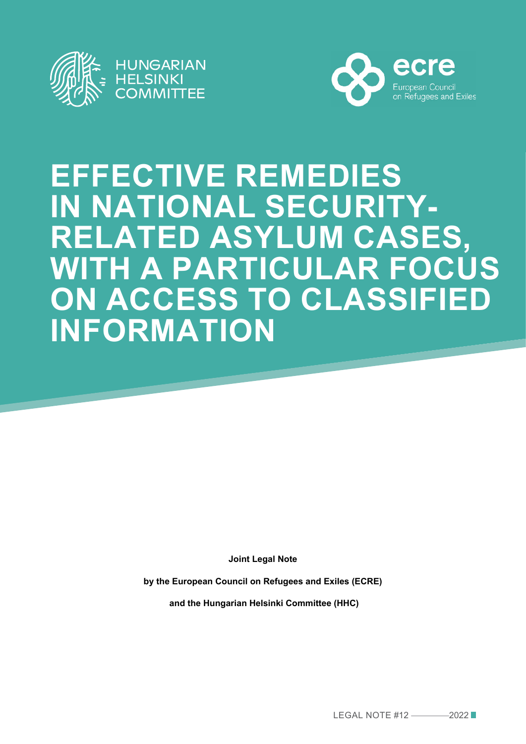HUNGARIAN HELSINKI COMMITTEE

ecre
European Council on Refugees and Exiles

# EFFECTIVE REMEDIES IN NATIONAL SECURITY-RELATED ASYLUM CASES, WITH A PARTICULAR FOCUS ON ACCESS TO CLASSIFIED INFORMATION

**Joint Legal Note**

**by the European Council on Refugees and Exiles (ECRE)**

**and the Hungarian Helsinki Committee (HHC)**

LEGAL NOTE #12 — 2022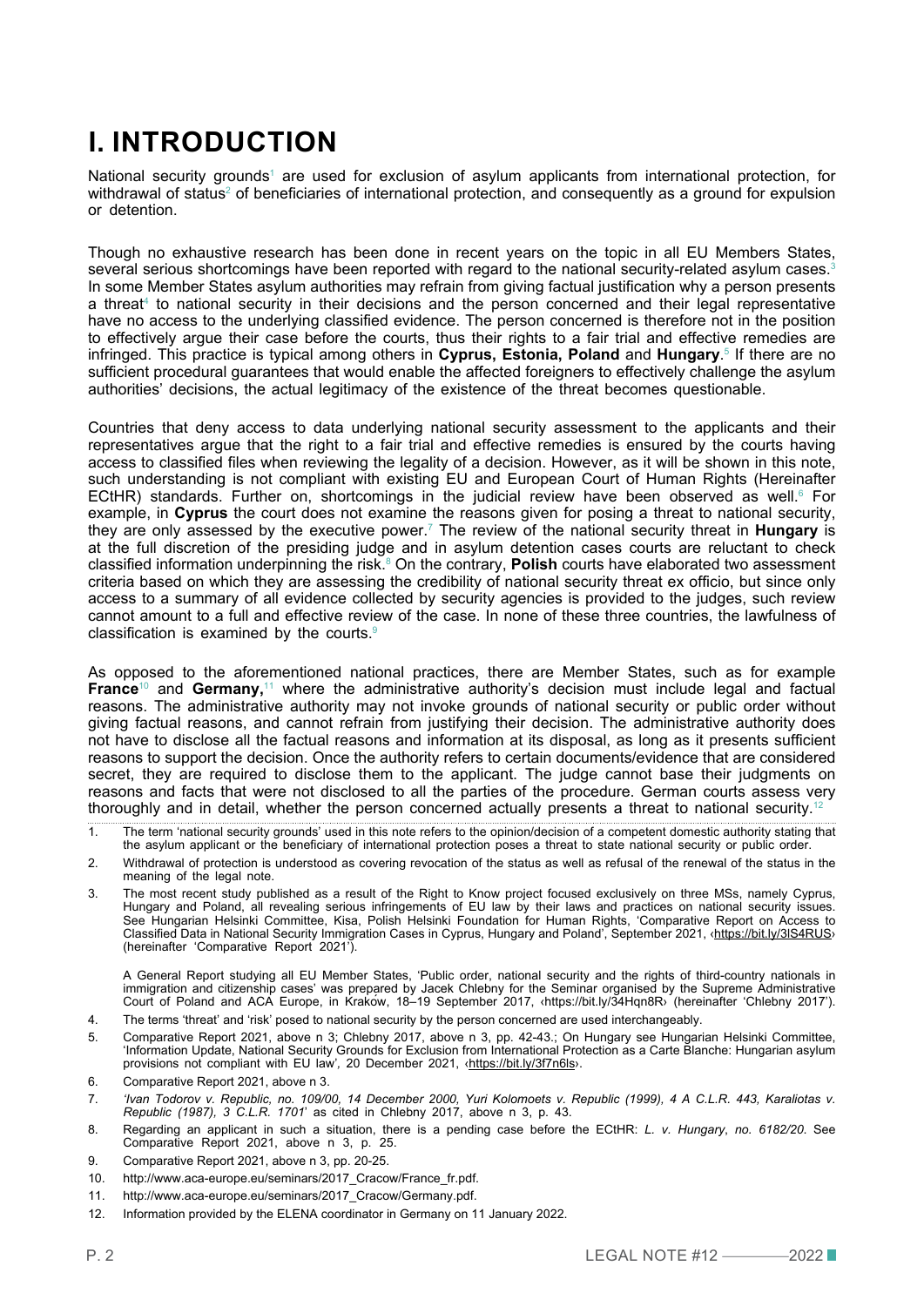# I. INTRODUCTION

National security grounds[1] are used for exclusion of asylum applicants from international protection, for withdrawal of status[2] of beneficiaries of international protection, and consequently as a ground for expulsion or detention.

Though no exhaustive research has been done in recent years on the topic in all EU Members States, several serious shortcomings have been reported with regard to the national security-related asylum cases.[3] In some Member States asylum authorities may refrain from giving factual justification why a person presents a threat[4] to national security in their decisions and the person concerned and their legal representative have no access to the underlying classified evidence. The person concerned is therefore not in the position to effectively argue their case before the courts, thus their rights to a fair trial and effective remedies are infringed. This practice is typical among others in **Cyprus, Estonia, Poland** and **Hungary**.[5] If there are no sufficient procedural guarantees that would enable the affected foreigners to effectively challenge the asylum authorities' decisions, the actual legitimacy of the existence of the threat becomes questionable.

Countries that deny access to data underlying national security assessment to the applicants and their representatives argue that the right to a fair trial and effective remedies is ensured by the courts having access to classified files when reviewing the legality of a decision. However, as it will be shown in this note, such understanding is not compliant with existing EU and European Court of Human Rights (Hereinafter ECtHR) standards. Further on, shortcomings in the judicial review have been observed as well.[6] For example, in **Cyprus** the court does not examine the reasons given for posing a threat to national security, they are only assessed by the executive power.[7] The review of the national security threat in **Hungary** is at the full discretion of the presiding judge and in asylum detention cases courts are reluctant to check classified information underpinning the risk.[8] On the contrary, **Polish** courts have elaborated two assessment criteria based on which they are assessing the credibility of national security threat ex officio, but since only access to a summary of all evidence collected by security agencies is provided to the judges, such review cannot amount to a full and effective review of the case. In none of these three countries, the lawfulness of classification is examined by the courts.[9]

As opposed to the aforementioned national practices, there are Member States, such as for example **France**[10] and **Germany,**[11] where the administrative authority's decision must include legal and factual reasons. The administrative authority may not invoke grounds of national security or public order without giving factual reasons, and cannot refrain from justifying their decision. The administrative authority does not have to disclose all the factual reasons and information at its disposal, as long as it presents sufficient reasons to support the decision. Once the authority refers to certain documents/evidence that are considered secret, they are required to disclose them to the applicant. The judge cannot base their judgments on reasons and facts that were not disclosed to all the parties of the procedure. German courts assess very thoroughly and in detail, whether the person concerned actually presents a threat to national security.[12]

---

1. The term 'national security grounds' used in this note refers to the opinion/decision of a competent domestic authority stating that the asylum applicant or the beneficiary of international protection poses a threat to state national security or public order.
2. Withdrawal of protection is understood as covering revocation of the status as well as refusal of the renewal of the status in the meaning of the legal note.
3. The most recent study published as a result of the Right to Know project focused exclusively on three MSs, namely Cyprus, Hungary and Poland, all revealing serious infringements of EU law by their laws and practices on national security issues. See Hungarian Helsinki Committee, Kisa, Polish Helsinki Foundation for Human Rights, 'Comparative Report on Access to Classified Data in National Security Immigration Cases in Cyprus, Hungary and Poland', September 2021, ‹https://bit.ly/3lS4RUS› (hereinafter 'Comparative Report 2021').

   A General Report studying all EU Member States, 'Public order, national security and the rights of third-country nationals in immigration and citizenship cases' was prepared by Jacek Chlebny for the Seminar organised by the Supreme Administrative Court of Poland and ACA Europe, in Kraków, 18–19 September 2017, ‹https://bit.ly/34Hqn8R› (hereinafter 'Chlebny 2017').
4. The terms 'threat' and 'risk' posed to national security by the person concerned are used interchangeably.
5. Comparative Report 2021, above n 3; Chlebny 2017, above n 3, pp. 42-43.; On Hungary see Hungarian Helsinki Committee, 'Information Update, National Security Grounds for Exclusion from International Protection as a Carte Blanche: Hungarian asylum provisions not compliant with EU law', 20 December 2021, ‹https://bit.ly/3f7n6ls›.
6. Comparative Report 2021, above n 3.
7. *'Ivan Todorov v. Republic, no. 109/00, 14 December 2000, Yuri Kolomoets v. Republic (1999), 4 A C.L.R. 443, Karaliotas v. Republic (1987), 3 C.L.R. 1701'* as cited in Chlebny 2017, above n 3, p. 43.
8. Regarding an applicant in such a situation, there is a pending case before the ECtHR: *L. v. Hungary, no. 6182/20.* See Comparative Report 2021, above n 3, p. 25.
9. Comparative Report 2021, above n 3, pp. 20-25.
10. http://www.aca-europe.eu/seminars/2017_Cracow/France_fr.pdf.
11. http://www.aca-europe.eu/seminars/2017_Cracow/Germany.pdf.
12. Information provided by the ELENA coordinator in Germany on 11 January 2022.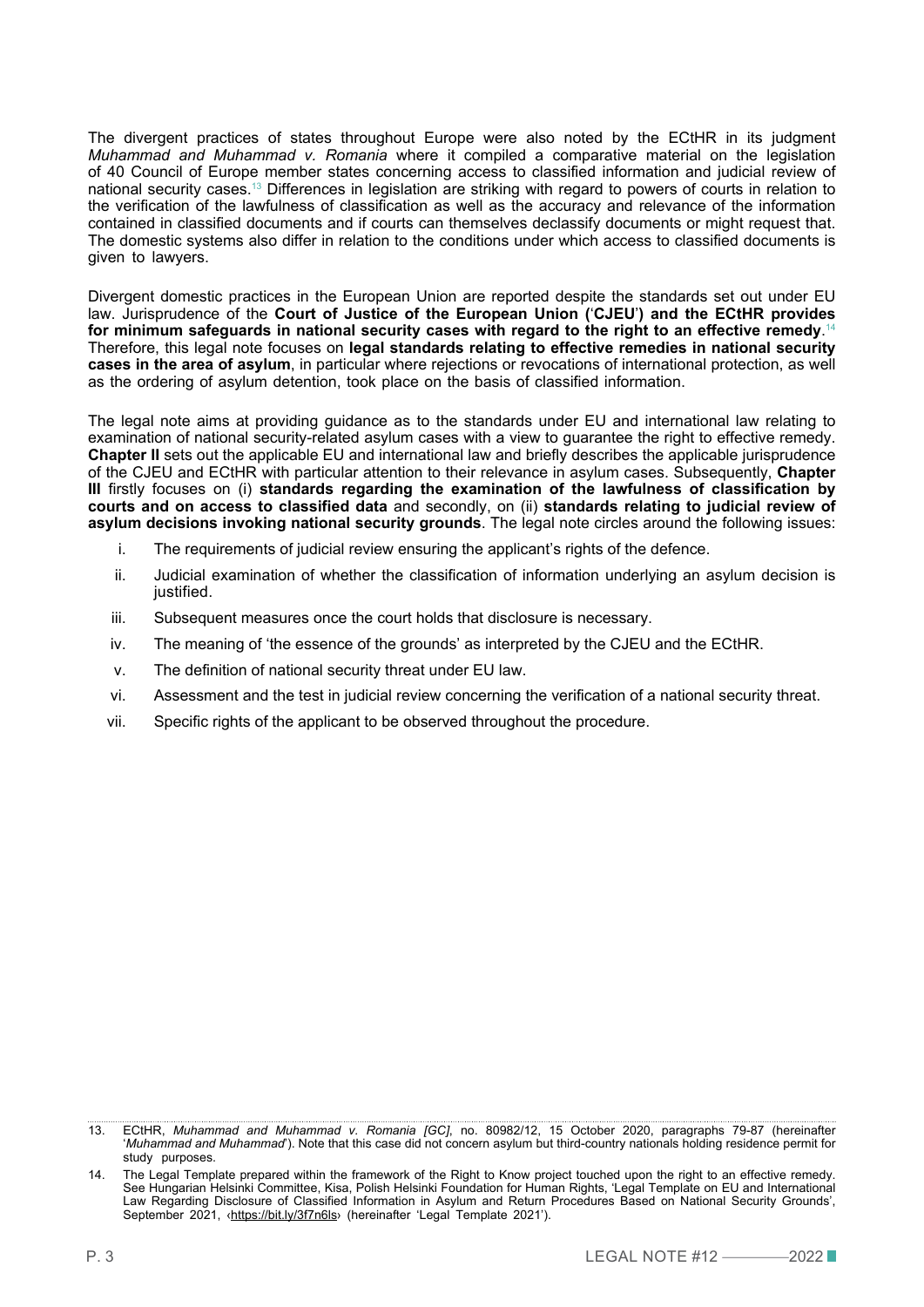The divergent practices of states throughout Europe were also noted by the ECtHR in its judgment *Muhammad and Muhammad v. Romania* where it compiled a comparative material on the legislation of 40 Council of Europe member states concerning access to classified information and judicial review of national security cases.[13] Differences in legislation are striking with regard to powers of courts in relation to the verification of the lawfulness of classification as well as the accuracy and relevance of the information contained in classified documents and if courts can themselves declassify documents or might request that. The domestic systems also differ in relation to the conditions under which access to classified documents is given to lawyers.

Divergent domestic practices in the European Union are reported despite the standards set out under EU law. Jurisprudence of the **Court of Justice of the European Union ('CJEU') and the ECtHR provides for minimum safeguards in national security cases with regard to the right to an effective remedy**.[14] Therefore, this legal note focuses on **legal standards relating to effective remedies in national security cases in the area of asylum**, in particular where rejections or revocations of international protection, as well as the ordering of asylum detention, took place on the basis of classified information.

The legal note aims at providing guidance as to the standards under EU and international law relating to examination of national security-related asylum cases with a view to guarantee the right to effective remedy. **Chapter II** sets out the applicable EU and international law and briefly describes the applicable jurisprudence of the CJEU and ECtHR with particular attention to their relevance in asylum cases. Subsequently, **Chapter III** firstly focuses on (i) **standards regarding the examination of the lawfulness of classification by courts and on access to classified data** and secondly, on (ii) **standards relating to judicial review of asylum decisions invoking national security grounds**. The legal note circles around the following issues:

i. The requirements of judicial review ensuring the applicant's rights of the defence.

ii. Judicial examination of whether the classification of information underlying an asylum decision is justified.

iii. Subsequent measures once the court holds that disclosure is necessary.

iv. The meaning of 'the essence of the grounds' as interpreted by the CJEU and the ECtHR.

v. The definition of national security threat under EU law.

vi. Assessment and the test in judicial review concerning the verification of a national security threat.

vii. Specific rights of the applicant to be observed throughout the procedure.

---

13. ECtHR, *Muhammad and Muhammad v. Romania [GC]*, no. 80982/12, 15 October 2020, paragraphs 79-87 (hereinafter '*Muhammad and Muhammad*'). Note that this case did not concern asylum but third-country nationals holding residence permit for study purposes.

14. The Legal Template prepared within the framework of the Right to Know project touched upon the right to an effective remedy. See Hungarian Helsinki Committee, Kisa, Polish Helsinki Foundation for Human Rights, 'Legal Template on EU and International Law Regarding Disclosure of Classified Information in Asylum and Return Procedures Based on National Security Grounds', September 2021, ‹https://bit.ly/3f7n6ls› (hereinafter 'Legal Template 2021').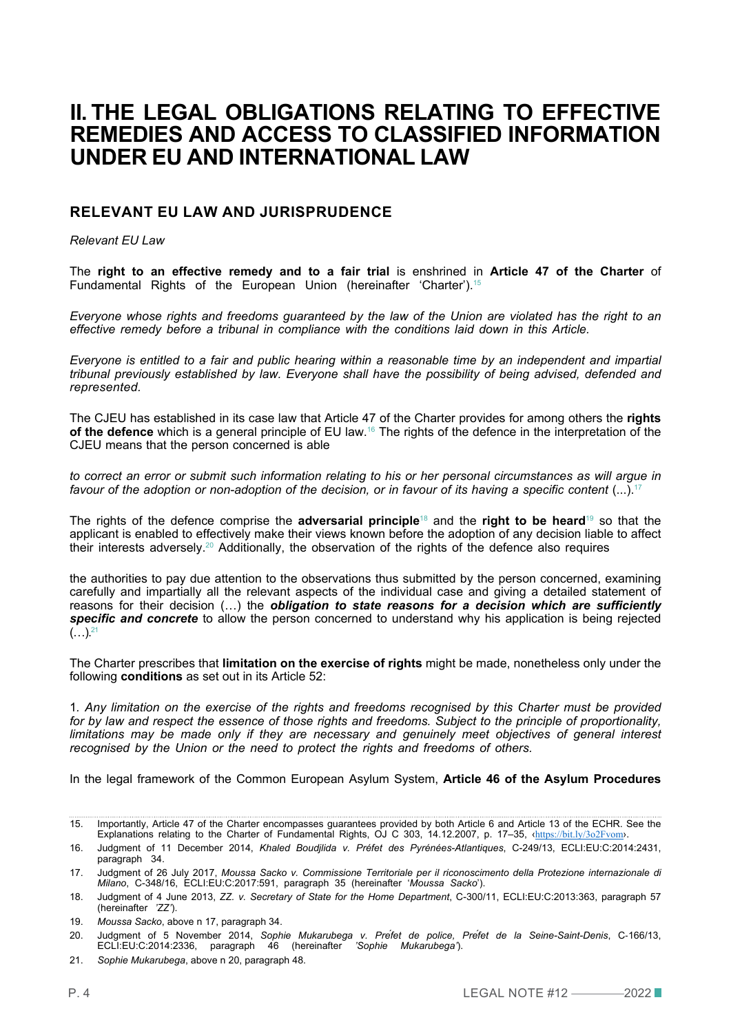# II. THE LEGAL OBLIGATIONS RELATING TO EFFECTIVE REMEDIES AND ACCESS TO CLASSIFIED INFORMATION UNDER EU AND INTERNATIONAL LAW

## RELEVANT EU LAW AND JURISPRUDENCE

*Relevant EU Law*

The **right to an effective remedy and to a fair trial** is enshrined in **Article 47 of the Charter** of Fundamental Rights of the European Union (hereinafter 'Charter').[15]

*Everyone whose rights and freedoms guaranteed by the law of the Union are violated has the right to an effective remedy before a tribunal in compliance with the conditions laid down in this Article.*

*Everyone is entitled to a fair and public hearing within a reasonable time by an independent and impartial tribunal previously established by law. Everyone shall have the possibility of being advised, defended and represented.*

The CJEU has established in its case law that Article 47 of the Charter provides for among others the **rights of the defence** which is a general principle of EU law.[16] The rights of the defence in the interpretation of the CJEU means that the person concerned is able

*to correct an error or submit such information relating to his or her personal circumstances as will argue in favour of the adoption or non-adoption of the decision, or in favour of its having a specific content* (...).[17]

The rights of the defence comprise the **adversarial principle**[18] and the **right to be heard**[19] so that the applicant is enabled to effectively make their views known before the adoption of any decision liable to affect their interests adversely.[20] Additionally, the observation of the rights of the defence also requires

the authorities to pay due attention to the observations thus submitted by the person concerned, examining carefully and impartially all the relevant aspects of the individual case and giving a detailed statement of reasons for their decision (…) the ***obligation to state reasons for a decision which are sufficiently specific and concrete*** to allow the person concerned to understand why his application is being rejected (…).[21]

The Charter prescribes that **limitation on the exercise of rights** might be made, nonetheless only under the following **conditions** as set out in its Article 52:

1*. Any limitation on the exercise of the rights and freedoms recognised by this Charter must be provided for by law and respect the essence of those rights and freedoms. Subject to the principle of proportionality, limitations may be made only if they are necessary and genuinely meet objectives of general interest recognised by the Union or the need to protect the rights and freedoms of others.*

In the legal framework of the Common European Asylum System, **Article 46 of the Asylum Procedures**

---

15. Importantly, Article 47 of the Charter encompasses guarantees provided by both Article 6 and Article 13 of the ECHR. See the Explanations relating to the Charter of Fundamental Rights, OJ C 303, 14.12.2007, p. 17–35, ‹https://bit.ly/3o2Fvom›.
16. Judgment of 11 December 2014, *Khaled Boudjlida v. Préfet des Pyrénées-Atlantiques*, C-249/13, ECLI:EU:C:2014:2431, paragraph 34.
17. Judgment of 26 July 2017, *Moussa Sacko v. Commissione Territoriale per il riconoscimento della Protezione internazionale di Milano*, C-348/16, ECLI:EU:C:2017:591, paragraph 35 (hereinafter '*Moussa Sacko*').
18. Judgment of 4 June 2013, *ZZ. v. Secretary of State for the Home Department*, C-300/11, ECLI:EU:C:2013:363, paragraph 57 (hereinafter *'ZZ'*).
19. *Moussa Sacko*, above n 17, paragraph 34.
20. Judgment of 5 November 2014, *Sophie Mukarubega v. Préfet de police, Préfet de la Seine-Saint-Denis*, C-166/13, ECLI:EU:C:2014:2336, paragraph 46 (hereinafter *'Sophie Mukarubega'*).
21. *Sophie Mukarubega*, above n 20, paragraph 48.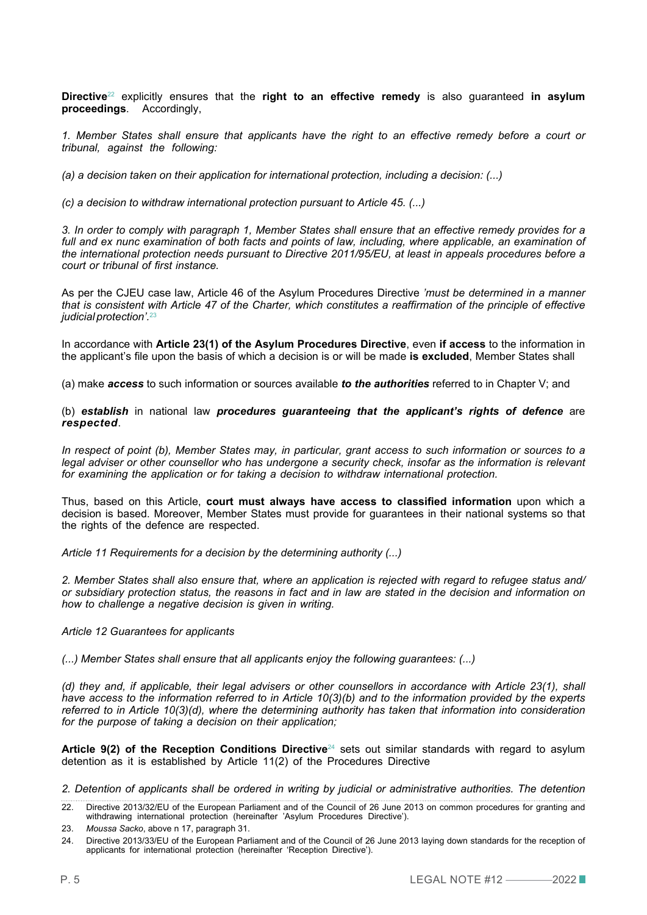**Directive**[22] explicitly ensures that the **right to an effective remedy** is also guaranteed **in asylum proceedings**. Accordingly,

*1. Member States shall ensure that applicants have the right to an effective remedy before a court or tribunal, against the following:*

*(a) a decision taken on their application for international protection, including a decision: (...)*

*(c) a decision to withdraw international protection pursuant to Article 45. (...)*

*3. In order to comply with paragraph 1, Member States shall ensure that an effective remedy provides for a full and ex nunc examination of both facts and points of law, including, where applicable, an examination of the international protection needs pursuant to Directive 2011/95/EU, at least in appeals procedures before a court or tribunal of first instance.*

As per the CJEU case law, Article 46 of the Asylum Procedures Directive *'must be determined in a manner that is consistent with Article 47 of the Charter, which constitutes a reaffirmation of the principle of effective judicial protection'.*[23]

In accordance with **Article 23(1) of the Asylum Procedures Directive**, even **if access** to the information in the applicant's file upon the basis of which a decision is or will be made **is excluded**, Member States shall

(a) make ***access*** to such information or sources available ***to the authorities*** referred to in Chapter V; and

(b) ***establish*** in national law ***procedures guaranteeing that the applicant's rights of defence*** are ***respected***.

*In respect of point (b), Member States may, in particular, grant access to such information or sources to a legal adviser or other counsellor who has undergone a security check, insofar as the information is relevant for examining the application or for taking a decision to withdraw international protection.*

Thus, based on this Article, **court must always have access to classified information** upon which a decision is based. Moreover, Member States must provide for guarantees in their national systems so that the rights of the defence are respected.

*Article 11 Requirements for a decision by the determining authority (...)*

*2. Member States shall also ensure that, where an application is rejected with regard to refugee status and/ or subsidiary protection status, the reasons in fact and in law are stated in the decision and information on how to challenge a negative decision is given in writing.*

*Article 12 Guarantees for applicants*

*(...) Member States shall ensure that all applicants enjoy the following guarantees: (...)*

*(d) they and, if applicable, their legal advisers or other counsellors in accordance with Article 23(1), shall have access to the information referred to in Article 10(3)(b) and to the information provided by the experts referred to in Article 10(3)(d), where the determining authority has taken that information into consideration for the purpose of taking a decision on their application;*

**Article 9(2) of the Reception Conditions Directive**[24] sets out similar standards with regard to asylum detention as it is established by Article 11(2) of the Procedures Directive

*2. Detention of applicants shall be ordered in writing by judicial or administrative authorities. The detention*

---

22. Directive 2013/32/EU of the European Parliament and of the Council of 26 June 2013 on common procedures for granting and withdrawing international protection (hereinafter 'Asylum Procedures Directive').
23. *Moussa Sacko*, above n 17, paragraph 31.
24. Directive 2013/33/EU of the European Parliament and of the Council of 26 June 2013 laying down standards for the reception of applicants for international protection (hereinafter 'Reception Directive').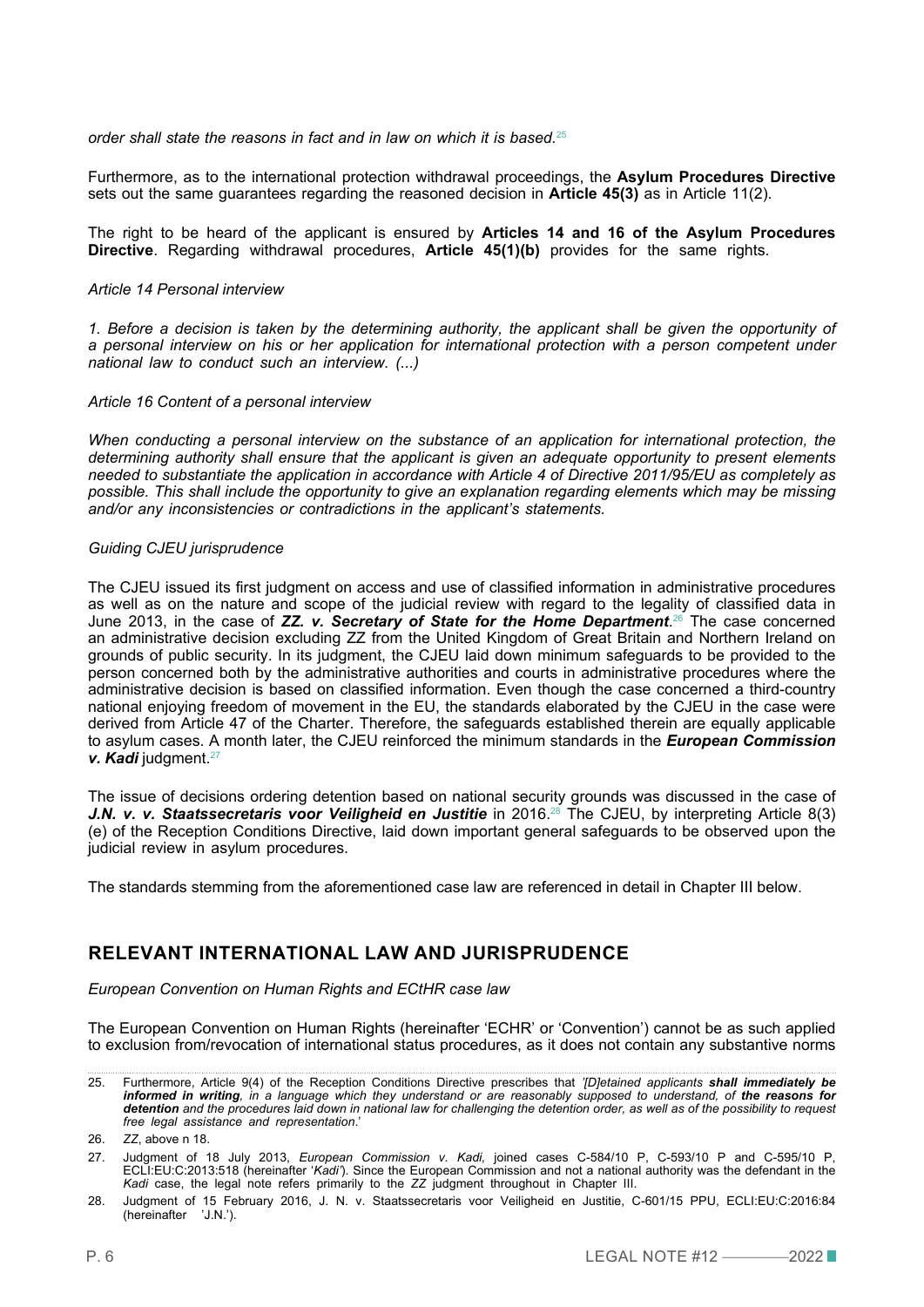*order shall state the reasons in fact and in law on which it is based.*[25]

Furthermore, as to the international protection withdrawal proceedings, the **Asylum Procedures Directive** sets out the same guarantees regarding the reasoned decision in **Article 45(3)** as in Article 11(2).

The right to be heard of the applicant is ensured by **Articles 14 and 16 of the Asylum Procedures Directive**. Regarding withdrawal procedures, **Article 45(1)(b)** provides for the same rights.

*Article 14 Personal interview*

*1. Before a decision is taken by the determining authority, the applicant shall be given the opportunity of a personal interview on his or her application for international protection with a person competent under national law to conduct such an interview. (...)*

*Article 16 Content of a personal interview*

*When conducting a personal interview on the substance of an application for international protection, the determining authority shall ensure that the applicant is given an adequate opportunity to present elements needed to substantiate the application in accordance with Article 4 of Directive 2011/95/EU as completely as possible. This shall include the opportunity to give an explanation regarding elements which may be missing and/or any inconsistencies or contradictions in the applicant's statements.*

*Guiding CJEU jurisprudence*

The CJEU issued its first judgment on access and use of classified information in administrative procedures as well as on the nature and scope of the judicial review with regard to the legality of classified data in June 2013, in the case of ***ZZ. v. Secretary of State for the Home Department***.[26] The case concerned an administrative decision excluding ZZ from the United Kingdom of Great Britain and Northern Ireland on grounds of public security. In its judgment, the CJEU laid down minimum safeguards to be provided to the person concerned both by the administrative authorities and courts in administrative procedures where the administrative decision is based on classified information. Even though the case concerned a third-country national enjoying freedom of movement in the EU, the standards elaborated by the CJEU in the case were derived from Article 47 of the Charter. Therefore, the safeguards established therein are equally applicable to asylum cases. A month later, the CJEU reinforced the minimum standards in the ***European Commission v. Kadi*** judgment.[27]

The issue of decisions ordering detention based on national security grounds was discussed in the case of ***J.N. v. v. Staatssecretaris voor Veiligheid en Justitie*** in 2016.[28] The CJEU, by interpreting Article 8(3)(e) of the Reception Conditions Directive, laid down important general safeguards to be observed upon the judicial review in asylum procedures.

The standards stemming from the aforementioned case law are referenced in detail in Chapter III below.

## RELEVANT INTERNATIONAL LAW AND JURISPRUDENCE

*European Convention on Human Rights and ECtHR case law*

The European Convention on Human Rights (hereinafter 'ECHR' or 'Convention') cannot be as such applied to exclusion from/revocation of international status procedures, as it does not contain any substantive norms

---

25. Furthermore, Article 9(4) of the Reception Conditions Directive prescribes that *'[D]etained applicants **shall immediately be informed in writing**, in a language which they understand or are reasonably supposed to understand, of **the reasons for detention** and the procedures laid down in national law for challenging the detention order, as well as of the possibility to request free legal assistance and representation.*'

26. *ZZ*, above n 18.

27. Judgment of 18 July 2013, *European Commission v. Kadi,* joined cases C-584/10 P, C-593/10 P and C-595/10 P, ECLI:EU:C:2013:518 (hereinafter '*Kadi*'). Since the European Commission and not a national authority was the defendant in the *Kadi* case, the legal note refers primarily to the *ZZ* judgment throughout in Chapter III.

28. Judgment of 15 February 2016, J. N. v. Staatssecretaris voor Veiligheid en Justitie, C-601/15 PPU, ECLI:EU:C:2016:84 (hereinafter 'J.N.').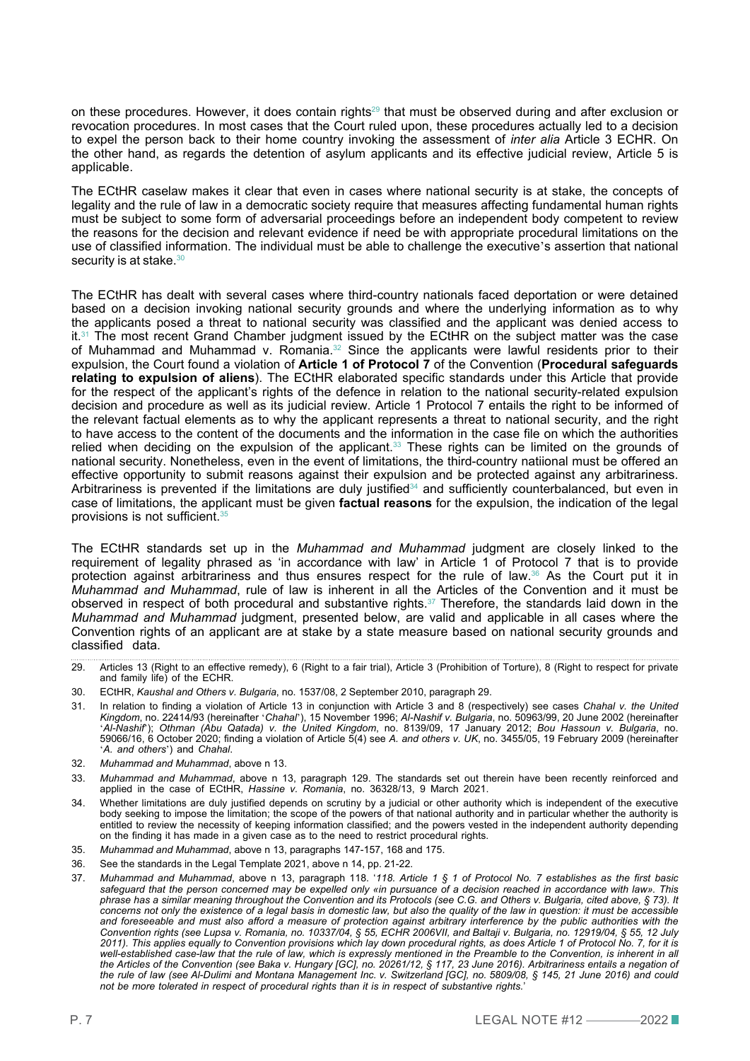on these procedures. However, it does contain rights[29] that must be observed during and after exclusion or revocation procedures. In most cases that the Court ruled upon, these procedures actually led to a decision to expel the person back to their home country invoking the assessment of *inter alia* Article 3 ECHR. On the other hand, as regards the detention of asylum applicants and its effective judicial review, Article 5 is applicable.

The ECtHR caselaw makes it clear that even in cases where national security is at stake, the concepts of legality and the rule of law in a democratic society require that measures affecting fundamental human rights must be subject to some form of adversarial proceedings before an independent body competent to review the reasons for the decision and relevant evidence if need be with appropriate procedural limitations on the use of classified information. The individual must be able to challenge the executive's assertion that national security is at stake.[30]

The ECtHR has dealt with several cases where third-country nationals faced deportation or were detained based on a decision invoking national security grounds and where the underlying information as to why the applicants posed a threat to national security was classified and the applicant was denied access to it.[31] The most recent Grand Chamber judgment issued by the ECtHR on the subject matter was the case of Muhammad and Muhammad v. Romania.[32] Since the applicants were lawful residents prior to their expulsion, the Court found a violation of **Article 1 of Protocol 7** of the Convention (**Procedural safeguards relating to expulsion of aliens**). The ECtHR elaborated specific standards under this Article that provide for the respect of the applicant's rights of the defence in relation to the national security-related expulsion decision and procedure as well as its judicial review. Article 1 Protocol 7 entails the right to be informed of the relevant factual elements as to why the applicant represents a threat to national security, and the right to have access to the content of the documents and the information in the case file on which the authorities relied when deciding on the expulsion of the applicant.[33] These rights can be limited on the grounds of national security. Nonetheless, even in the event of limitations, the third-country natiional must be offered an effective opportunity to submit reasons against their expulsion and be protected against any arbitrariness. Arbitrariness is prevented if the limitations are duly justified[34] and sufficiently counterbalanced, but even in case of limitations, the applicant must be given **factual reasons** for the expulsion, the indication of the legal provisions is not sufficient.[35]

The ECtHR standards set up in the *Muhammad and Muhammad* judgment are closely linked to the requirement of legality phrased as 'in accordance with law' in Article 1 of Protocol 7 that is to provide protection against arbitrariness and thus ensures respect for the rule of law.[36] As the Court put it in *Muhammad and Muhammad*, rule of law is inherent in all the Articles of the Convention and it must be observed in respect of both procedural and substantive rights.[37] Therefore, the standards laid down in the *Muhammad and Muhammad* judgment, presented below, are valid and applicable in all cases where the Convention rights of an applicant are at stake by a state measure based on national security grounds and classified data.

---

29. Articles 13 (Right to an effective remedy), 6 (Right to a fair trial), Article 3 (Prohibition of Torture), 8 (Right to respect for private and family life) of the ECHR.
30. ECtHR, *Kaushal and Others v. Bulgaria*, no. 1537/08, 2 September 2010, paragraph 29.
31. In relation to finding a violation of Article 13 in conjunction with Article 3 and 8 (respectively) see cases *Chahal v. the United Kingdom*, no. 22414/93 (hereinafter '*Chahal*'), 15 November 1996; *Al-Nashif v. Bulgaria*, no. 50963/99, 20 June 2002 (hereinafter '*Al-Nashif*'); *Othman (Abu Qatada) v. the United Kingdom*, no. 8139/09, 17 January 2012; *Bou Hassoun v. Bulgaria*, no. 59066/16, 6 October 2020; finding a violation of Article 5(4) see *A. and others v. UK*, no. 3455/05, 19 February 2009 (hereinafter '*A. and others*') and *Chahal*.
32. *Muhammad and Muhammad*, above n 13.
33. *Muhammad and Muhammad*, above n 13, paragraph 129. The standards set out therein have been recently reinforced and applied in the case of ECtHR, *Hassine v. Romania*, no. 36328/13, 9 March 2021.
34. Whether limitations are duly justified depends on scrutiny by a judicial or other authority which is independent of the executive body seeking to impose the limitation; the scope of the powers of that national authority and in particular whether the authority is entitled to review the necessity of keeping information classified; and the powers vested in the independent authority depending on the finding it has made in a given case as to the need to restrict procedural rights.
35. *Muhammad and Muhammad*, above n 13, paragraphs 147-157, 168 and 175.
36. See the standards in the Legal Template 2021, above n 14, pp. 21-22.
37. *Muhammad and Muhammad*, above n 13, paragraph 118. '*118. Article 1 § 1 of Protocol No. 7 establishes as the first basic safeguard that the person concerned may be expelled only «in pursuance of a decision reached in accordance with law». This phrase has a similar meaning throughout the Convention and its Protocols (see C.G. and Others v. Bulgaria, cited above, § 73). It concerns not only the existence of a legal basis in domestic law, but also the quality of the law in question: it must be accessible and foreseeable and must also afford a measure of protection against arbitrary interference by the public authorities with the Convention rights (see Lupsa v. Romania, no. 10337/04, § 55, ECHR 2006VII, and Baltaji v. Bulgaria, no. 12919/04, § 55, 12 July 2011). This applies equally to Convention provisions which lay down procedural rights, as does Article 1 of Protocol No. 7, for it is well-established case-law that the rule of law, which is expressly mentioned in the Preamble to the Convention, is inherent in all the Articles of the Convention (see Baka v. Hungary [GC], no. 20261/12, § 117, 23 June 2016). Arbitrariness entails a negation of the rule of law (see Al-Dulimi and Montana Management Inc. v. Switzerland [GC], no. 5809/08, § 145, 21 June 2016) and could not be more tolerated in respect of procedural rights than it is in respect of substantive rights*.'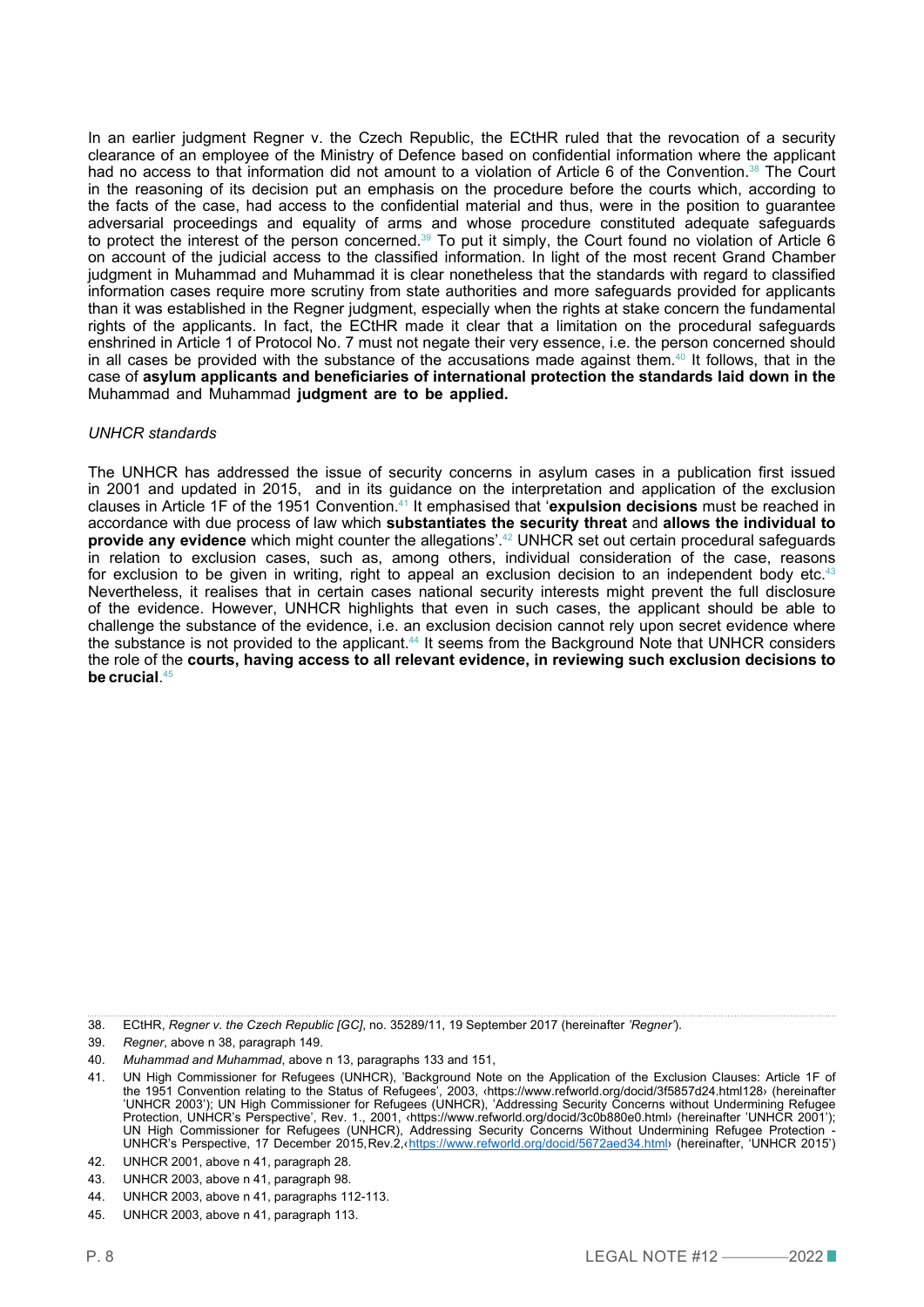In an earlier judgment Regner v. the Czech Republic, the ECtHR ruled that the revocation of a security clearance of an employee of the Ministry of Defence based on confidential information where the applicant had no access to that information did not amount to a violation of Article 6 of the Convention.[38] The Court in the reasoning of its decision put an emphasis on the procedure before the courts which, according to the facts of the case, had access to the confidential material and thus, were in the position to guarantee adversarial proceedings and equality of arms and whose procedure constituted adequate safeguards to protect the interest of the person concerned.[39] To put it simply, the Court found no violation of Article 6 on account of the judicial access to the classified information. In light of the most recent Grand Chamber judgment in Muhammad and Muhammad it is clear nonetheless that the standards with regard to classified information cases require more scrutiny from state authorities and more safeguards provided for applicants than it was established in the Regner judgment, especially when the rights at stake concern the fundamental rights of the applicants. In fact, the ECtHR made it clear that a limitation on the procedural safeguards enshrined in Article 1 of Protocol No. 7 must not negate their very essence, i.e. the person concerned should in all cases be provided with the substance of the accusations made against them.[40] It follows, that in the case of **asylum applicants and beneficiaries of international protection the standards laid down in the** Muhammad and Muhammad **judgment are to be applied.**

*UNHCR standards*

The UNHCR has addressed the issue of security concerns in asylum cases in a publication first issued in 2001 and updated in 2015, and in its guidance on the interpretation and application of the exclusion clauses in Article 1F of the 1951 Convention.[41] It emphasised that '**expulsion decisions** must be reached in accordance with due process of law which **substantiates the security threat** and **allows the individual to provide any evidence** which might counter the allegations'.[42] UNHCR set out certain procedural safeguards in relation to exclusion cases, such as, among others, individual consideration of the case, reasons for exclusion to be given in writing, right to appeal an exclusion decision to an independent body etc.[43] Nevertheless, it realises that in certain cases national security interests might prevent the full disclosure of the evidence. However, UNHCR highlights that even in such cases, the applicant should be able to challenge the substance of the evidence, i.e. an exclusion decision cannot rely upon secret evidence where the substance is not provided to the applicant.[44] It seems from the Background Note that UNHCR considers the role of the **courts, having access to all relevant evidence, in reviewing such exclusion decisions to be crucial**.[45]

---

38. ECtHR, *Regner v. the Czech Republic [GC]*, no. 35289/11, 19 September 2017 (hereinafter *'Regner'*).
39. *Regner*, above n 38, paragraph 149.
40. *Muhammad and Muhammad*, above n 13, paragraphs 133 and 151,
41. UN High Commissioner for Refugees (UNHCR), 'Background Note on the Application of the Exclusion Clauses: Article 1F of the 1951 Convention relating to the Status of Refugees', 2003, ‹https://www.refworld.org/docid/3f5857d24.html128› (hereinafter 'UNHCR 2003'); UN High Commissioner for Refugees (UNHCR), 'Addressing Security Concerns without Undermining Refugee Protection, UNHCR's Perspective', Rev. 1., 2001, ‹https://www.refworld.org/docid/3c0b880e0.html› (hereinafter 'UNHCR 2001'); UN High Commissioner for Refugees (UNHCR), Addressing Security Concerns Without Undermining Refugee Protection - UNHCR's Perspective, 17 December 2015,Rev.2,‹https://www.refworld.org/docid/5672aed34.html› (hereinafter, 'UNHCR 2015')
42. UNHCR 2001, above n 41, paragraph 28.
43. UNHCR 2003, above n 41, paragraph 98.
44. UNHCR 2003, above n 41, paragraphs 112-113.
45. UNHCR 2003, above n 41, paragraph 113.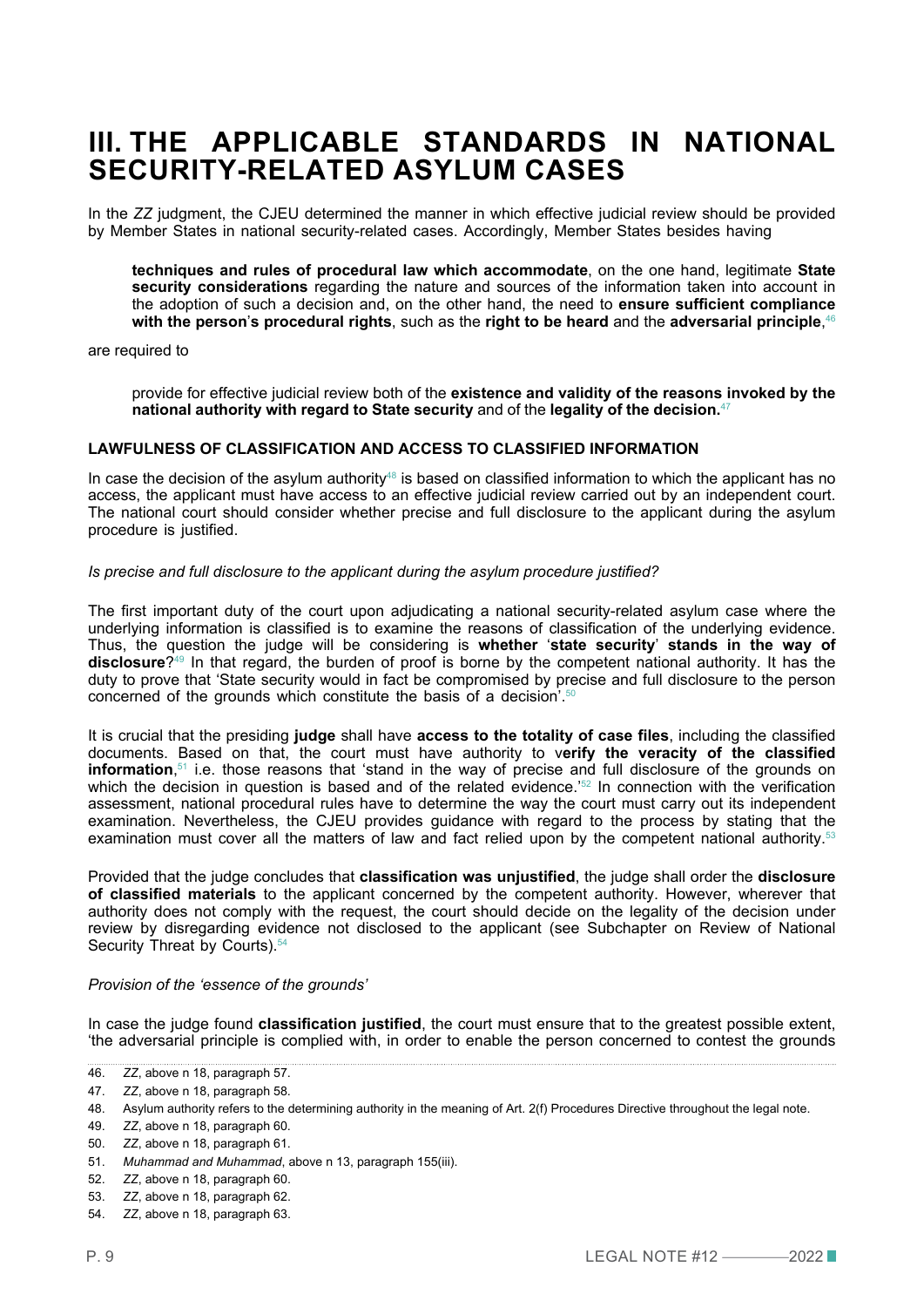# III. THE APPLICABLE STANDARDS IN NATIONAL SECURITY-RELATED ASYLUM CASES

In the *ZZ* judgment, the CJEU determined the manner in which effective judicial review should be provided by Member States in national security-related cases. Accordingly, Member States besides having

> **techniques and rules of procedural law which accommodate**, on the one hand, legitimate **State security considerations** regarding the nature and sources of the information taken into account in the adoption of such a decision and, on the other hand, the need to **ensure sufficient compliance with the person's procedural rights**, such as the **right to be heard** and the **adversarial principle**,[46]

are required to

> provide for effective judicial review both of the **existence and validity of the reasons invoked by the national authority with regard to State security** and of the **legality of the decision.**[47]

### LAWFULNESS OF CLASSIFICATION AND ACCESS TO CLASSIFIED INFORMATION

In case the decision of the asylum authority[48] is based on classified information to which the applicant has no access, the applicant must have access to an effective judicial review carried out by an independent court. The national court should consider whether precise and full disclosure to the applicant during the asylum procedure is justified.

*Is precise and full disclosure to the applicant during the asylum procedure justified?*

The first important duty of the court upon adjudicating a national security-related asylum case where the underlying information is classified is to examine the reasons of classification of the underlying evidence. Thus, the question the judge will be considering is **whether** '**state security**' **stands in the way of disclosure**?[49] In that regard, the burden of proof is borne by the competent national authority. It has the duty to prove that 'State security would in fact be compromised by precise and full disclosure to the person concerned of the grounds which constitute the basis of a decision'.[50]

It is crucial that the presiding **judge** shall have **access to the totality of case files**, including the classified documents. Based on that, the court must have authority to **verify the veracity of the classified information**,[51] i.e. those reasons that 'stand in the way of precise and full disclosure of the grounds on which the decision in question is based and of the related evidence.'[52] In connection with the verification assessment, national procedural rules have to determine the way the court must carry out its independent examination. Nevertheless, the CJEU provides guidance with regard to the process by stating that the examination must cover all the matters of law and fact relied upon by the competent national authority.[53]

Provided that the judge concludes that **classification was unjustified**, the judge shall order the **disclosure of classified materials** to the applicant concerned by the competent authority. However, wherever that authority does not comply with the request, the court should decide on the legality of the decision under review by disregarding evidence not disclosed to the applicant (see Subchapter on Review of National Security Threat by Courts).[54]

*Provision of the 'essence of the grounds'*

In case the judge found **classification justified**, the court must ensure that to the greatest possible extent, 'the adversarial principle is complied with, in order to enable the person concerned to contest the grounds

---

46. *ZZ*, above n 18, paragraph 57.
47. *ZZ*, above n 18, paragraph 58.
48. Asylum authority refers to the determining authority in the meaning of Art. 2(f) Procedures Directive throughout the legal note.
49. *ZZ*, above n 18, paragraph 60.
50. *ZZ*, above n 18, paragraph 61.
51. *Muhammad and Muhammad*, above n 13, paragraph 155(iii).
52. *ZZ*, above n 18, paragraph 60.
53. *ZZ*, above n 18, paragraph 62.
54. *ZZ*, above n 18, paragraph 63.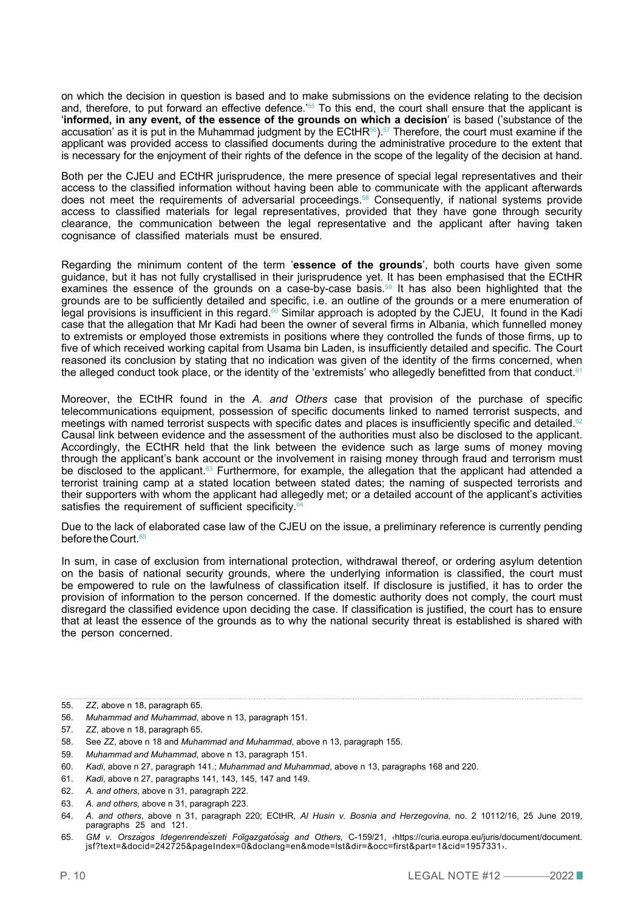on which the decision in question is based and to make submissions on the evidence relating to the decision and, therefore, to put forward an effective defence.'[55] To this end, the court shall ensure that the applicant is '**informed, in any event, of the essence of the grounds on which a decision**' is based ('substance of the accusation' as it is put in the Muhammad judgment by the ECtHR[56]).[57] Therefore, the court must examine if the applicant was provided access to classified documents during the administrative procedure to the extent that is necessary for the enjoyment of their rights of the defence in the scope of the legality of the decision at hand.

Both per the CJEU and ECtHR jurisprudence, the mere presence of special legal representatives and their access to the classified information without having been able to communicate with the applicant afterwards does not meet the requirements of adversarial proceedings.[58] Consequently, if national systems provide access to classified materials for legal representatives, provided that they have gone through security clearance, the communication between the legal representative and the applicant after having taken cognisance of classified materials must be ensured.

Regarding the minimum content of the term '**essence of the grounds**', both courts have given some guidance, but it has not fully crystallised in their jurisprudence yet. It has been emphasised that the ECtHR examines the essence of the grounds on a case-by-case basis.[59] It has also been highlighted that the grounds are to be sufficiently detailed and specific, i.e. an outline of the grounds or a mere enumeration of legal provisions is insufficient in this regard.[60] Similar approach is adopted by the CJEU, It found in the Kadi case that the allegation that Mr Kadi had been the owner of several firms in Albania, which funnelled money to extremists or employed those extremists in positions where they controlled the funds of those firms, up to five of which received working capital from Usama bin Laden, is insufficiently detailed and specific. The Court reasoned its conclusion by stating that no indication was given of the identity of the firms concerned, when the alleged conduct took place, or the identity of the 'extremists' who allegedly benefitted from that conduct.[61]

Moreover, the ECtHR found in the *A. and Others* case that provision of the purchase of specific telecommunications equipment, possession of specific documents linked to named terrorist suspects, and meetings with named terrorist suspects with specific dates and places is insufficiently specific and detailed.[62] Causal link between evidence and the assessment of the authorities must also be disclosed to the applicant. Accordingly, the ECtHR held that the link between the evidence such as large sums of money moving through the applicant's bank account or the involvement in raising money through fraud and terrorism must be disclosed to the applicant.[63] Furthermore, for example, the allegation that the applicant had attended a terrorist training camp at a stated location between stated dates; the naming of suspected terrorists and their supporters with whom the applicant had allegedly met; or a detailed account of the applicant's activities satisfies the requirement of sufficient specificity.[64]

Due to the lack of elaborated case law of the CJEU on the issue, a preliminary reference is currently pending before the Court.[65]

In sum, in case of exclusion from international protection, withdrawal thereof, or ordering asylum detention on the basis of national security grounds, where the underlying information is classified, the court must be empowered to rule on the lawfulness of classification itself. If disclosure is justified, it has to order the provision of information to the person concerned. If the domestic authority does not comply, the court must disregard the classified evidence upon deciding the case. If classification is justified, the court has to ensure that at least the essence of the grounds as to why the national security threat is established is shared with the person concerned.

---

55. *ZZ*, above n 18, paragraph 65.
56. *Muhammad and Muhammad*, above n 13, paragraph 151.
57. *ZZ*, above n 18, paragraph 65.
58. See *ZZ*, above n 18 and *Muhammad and Muhammad*, above n 13, paragraph 155.
59. *Muhammad and Muhammad*, above n 13, paragraph 151.
60. *Kadi*, above n 27, paragraph 141.; *Muhammad and Muhammad*, above n 13, paragraphs 168 and 220.
61. *Kadi*, above n 27, paragraphs 141, 143, 145, 147 and 149.
62. *A. and others*, above n 31, paragraph 222.
63. *A. and others*, above n 31, paragraph 223.
64. *A. and others*, above n 31, paragraph 220; ECtHR, *Al Husin v. Bosnia and Herzegovina,* no. 2 10112/16, 25 June 2019, paragraphs 25 and 121.
65. *GM v. Országos Idegenrendészeti Főigazgatóság and Others*, C-159/21, ‹https://curia.europa.eu/juris/document/document.jsf?text=&docid=242725&pageIndex=0&doclang=en&mode=lst&dir=&occ=first&part=1&cid=1957331›.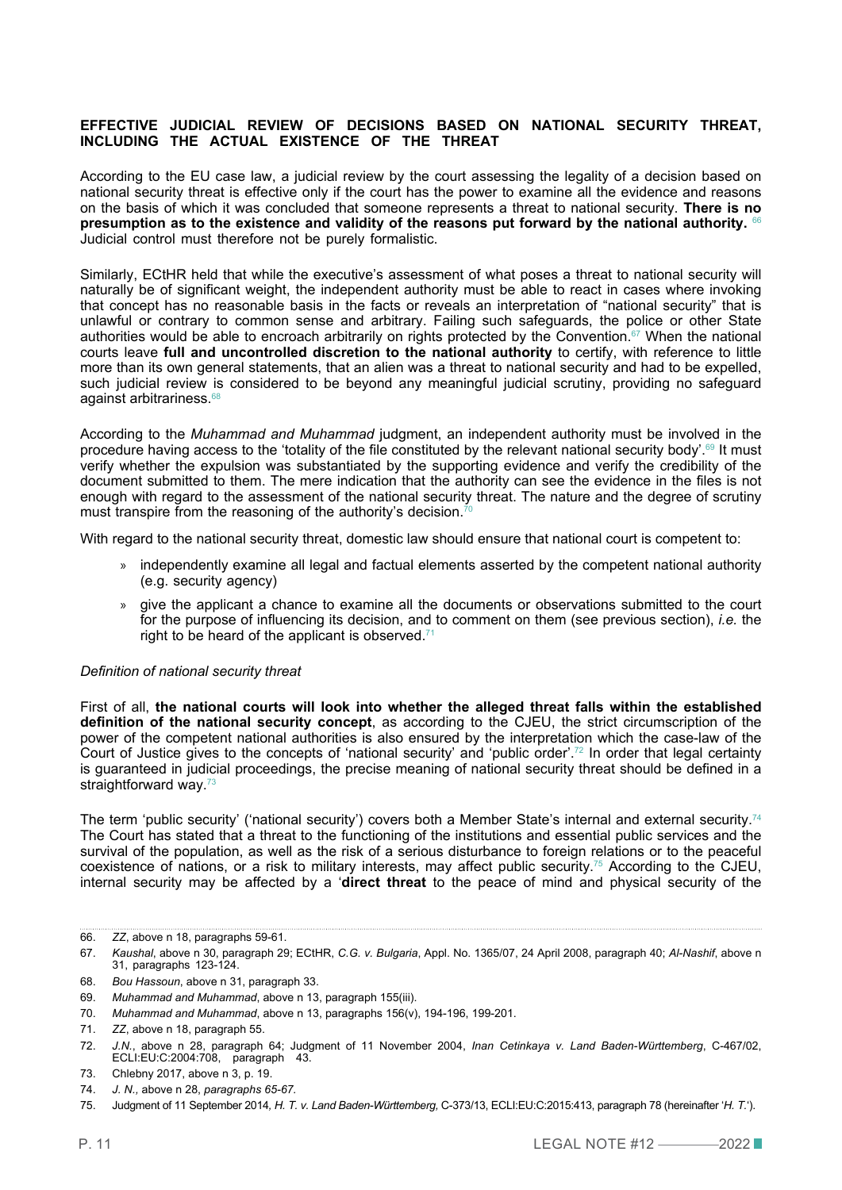**EFFECTIVE JUDICIAL REVIEW OF DECISIONS BASED ON NATIONAL SECURITY THREAT, INCLUDING THE ACTUAL EXISTENCE OF THE THREAT**

According to the EU case law, a judicial review by the court assessing the legality of a decision based on national security threat is effective only if the court has the power to examine all the evidence and reasons on the basis of which it was concluded that someone represents a threat to national security. **There is no presumption as to the existence and validity of the reasons put forward by the national authority.** [66] Judicial control must therefore not be purely formalistic.

Similarly, ECtHR held that while the executive's assessment of what poses a threat to national security will naturally be of significant weight, the independent authority must be able to react in cases where invoking that concept has no reasonable basis in the facts or reveals an interpretation of "national security" that is unlawful or contrary to common sense and arbitrary. Failing such safeguards, the police or other State authorities would be able to encroach arbitrarily on rights protected by the Convention.[67] When the national courts leave **full and uncontrolled discretion to the national authority** to certify, with reference to little more than its own general statements, that an alien was a threat to national security and had to be expelled, such judicial review is considered to be beyond any meaningful judicial scrutiny, providing no safeguard against arbitrariness.[68]

According to the *Muhammad and Muhammad* judgment, an independent authority must be involved in the procedure having access to the 'totality of the file constituted by the relevant national security body'.[69] It must verify whether the expulsion was substantiated by the supporting evidence and verify the credibility of the document submitted to them. The mere indication that the authority can see the evidence in the files is not enough with regard to the assessment of the national security threat. The nature and the degree of scrutiny must transpire from the reasoning of the authority's decision.[70]

With regard to the national security threat, domestic law should ensure that national court is competent to:

- independently examine all legal and factual elements asserted by the competent national authority (e.g. security agency)
- give the applicant a chance to examine all the documents or observations submitted to the court for the purpose of influencing its decision, and to comment on them (see previous section), *i.e.* the right to be heard of the applicant is observed.[71]

*Definition of national security threat*

First of all, **the national courts will look into whether the alleged threat falls within the established definition of the national security concept**, as according to the CJEU, the strict circumscription of the power of the competent national authorities is also ensured by the interpretation which the case-law of the Court of Justice gives to the concepts of 'national security' and 'public order'.[72] In order that legal certainty is guaranteed in judicial proceedings, the precise meaning of national security threat should be defined in a straightforward way.[73]

The term 'public security' ('national security') covers both a Member State's internal and external security.[74] The Court has stated that a threat to the functioning of the institutions and essential public services and the survival of the population, as well as the risk of a serious disturbance to foreign relations or to the peaceful coexistence of nations, or a risk to military interests, may affect public security.[75] According to the CJEU, internal security may be affected by a '**direct threat** to the peace of mind and physical security of the

66. *ZZ*, above n 18, paragraphs 59-61.
67. *Kaushal*, above n 30, paragraph 29; ECtHR, *C.G. v. Bulgaria*, Appl. No. 1365/07, 24 April 2008, paragraph 40; *Al-Nashif*, above n 31, paragraphs 123-124.
68. *Bou Hassoun*, above n 31, paragraph 33.
69. *Muhammad and Muhammad*, above n 13, paragraph 155(iii).
70. *Muhammad and Muhammad*, above n 13, paragraphs 156(v), 194-196, 199-201.
71. *ZZ*, above n 18, paragraph 55.
72. *J.N.*, above n 28, paragraph 64; Judgment of 11 November 2004, *Inan Cetinkaya v. Land Baden-Württemberg*, C-467/02, ECLI:EU:C:2004:708, paragraph 43.
73. Chlebny 2017, above n 3, p. 19.
74. *J. N.,* above n 28, *paragraphs 65-67.*
75. Judgment of 11 September 2014, *H. T. v. Land Baden-Württemberg,* C-373/13, ECLI:EU:C:2015:413, paragraph 78 (hereinafter '*H. T.*').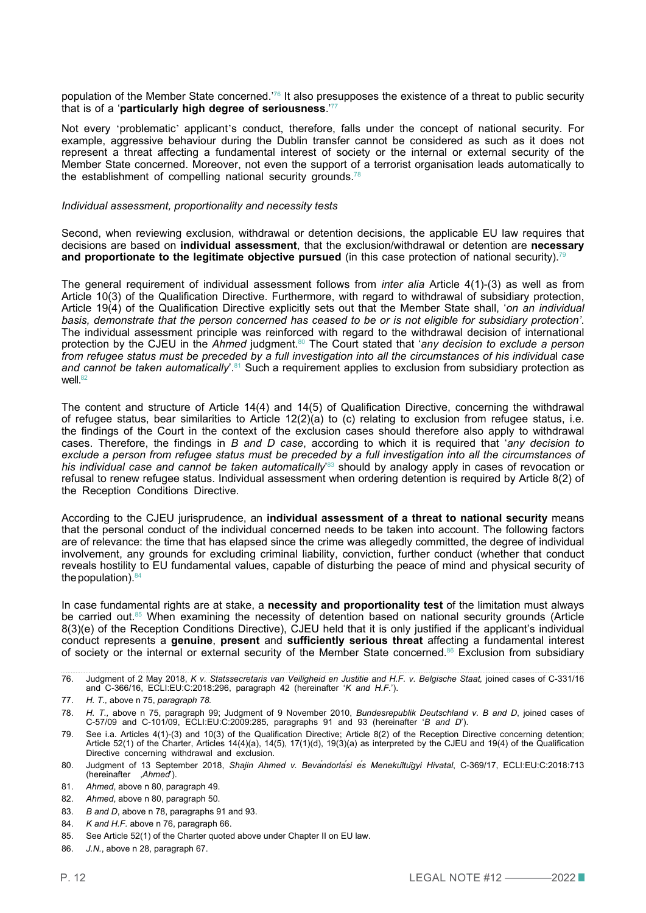population of the Member State concerned.'[76] It also presupposes the existence of a threat to public security that is of a '**particularly high degree of seriousness**.'[77]

Not every 'problematic' applicant's conduct, therefore, falls under the concept of national security. For example, aggressive behaviour during the Dublin transfer cannot be considered as such as it does not represent a threat affecting a fundamental interest of society or the internal or external security of the Member State concerned. Moreover, not even the support of a terrorist organisation leads automatically to the establishment of compelling national security grounds.[78]

*Individual assessment, proportionality and necessity tests*

Second, when reviewing exclusion, withdrawal or detention decisions, the applicable EU law requires that decisions are based on **individual assessment**, that the exclusion/withdrawal or detention are **necessary and proportionate to the legitimate objective pursued** (in this case protection of national security).[79]

The general requirement of individual assessment follows from *inter alia* Article 4(1)-(3) as well as from Article 10(3) of the Qualification Directive. Furthermore, with regard to withdrawal of subsidiary protection, Article 19(4) of the Qualification Directive explicitly sets out that the Member State shall, '*on an individual basis, demonstrate that the person concerned has ceased to be or is not eligible for subsidiary protection'*. The individual assessment principle was reinforced with regard to the withdrawal decision of international protection by the CJEU in the *Ahmed* judgment.[80] The Court stated that '*any decision to exclude a person from refugee status must be preceded by a full investigation into all the circumstances of his individual case and cannot be taken automatically*'.[81] Such a requirement applies to exclusion from subsidiary protection as well.[82]

The content and structure of Article 14(4) and 14(5) of Qualification Directive, concerning the withdrawal of refugee status, bear similarities to Article 12(2)(a) to (c) relating to exclusion from refugee status, i.e. the findings of the Court in the context of the exclusion cases should therefore also apply to withdrawal cases. Therefore, the findings in *B and D case*, according to which it is required that '*any decision to exclude a person from refugee status must be preceded by a full investigation into all the circumstances of his individual case and cannot be taken automatically*'[83] should by analogy apply in cases of revocation or refusal to renew refugee status. Individual assessment when ordering detention is required by Article 8(2) of the Reception Conditions Directive.

According to the CJEU jurisprudence, an **individual assessment of a threat to national security** means that the personal conduct of the individual concerned needs to be taken into account. The following factors are of relevance: the time that has elapsed since the crime was allegedly committed, the degree of individual involvement, any grounds for excluding criminal liability, conviction, further conduct (whether that conduct reveals hostility to EU fundamental values, capable of disturbing the peace of mind and physical security of the population).[84]

In case fundamental rights are at stake, a **necessity and proportionality test** of the limitation must always be carried out.[85] When examining the necessity of detention based on national security grounds (Article 8(3)(e) of the Reception Conditions Directive), CJEU held that it is only justified if the applicant's individual conduct represents a **genuine**, **present** and **sufficiently serious threat** affecting a fundamental interest of society or the internal or external security of the Member State concerned.[86] Exclusion from subsidiary

---

76. Judgment of 2 May 2018, *K v. Statssecretaris van Veiligheid en Justitie and H.F. v. Belgische Staat,* joined cases of C-331/16 and C-366/16, ECLI:EU:C:2018:296, paragraph 42 (hereinafter '*K and H.F.*').
77. *H. T., above n 75, paragraph 78.*
78. *H. T.,* above n 75, paragraph 99; Judgment of 9 November 2010, *Bundesrepublik Deutschland v. B and D*, joined cases of C-57/09 and C-101/09, ECLI:EU:C:2009:285, paragraphs 91 and 93 (hereinafter '*B and D*').
79. See i.a. Articles 4(1)-(3) and 10(3) of the Qualification Directive; Article 8(2) of the Reception Directive concerning detention; Article 52(1) of the Charter, Articles 14(4)(a), 14(5), 17(1)(d), 19(3)(a) as interpreted by the CJEU and 19(4) of the Qualification Directive concerning withdrawal and exclusion.
80. Judgment of 13 September 2018, *Shajin Ahmed v. Bevándorlási és Menekültügyi Hivatal*, C-369/17, ECLI:EU:C:2018:713 (hereinafter ,*Ahmed*').
81. *Ahmed*, above n 80, paragraph 49.
82. *Ahmed*, above n 80, paragraph 50.
83. *B and D*, above n 78, paragraphs 91 and 93.
84. *K and H.F.* above n 76, paragraph 66.
85. See Article 52(1) of the Charter quoted above under Chapter II on EU law.
86. *J.N.*, above n 28, paragraph 67.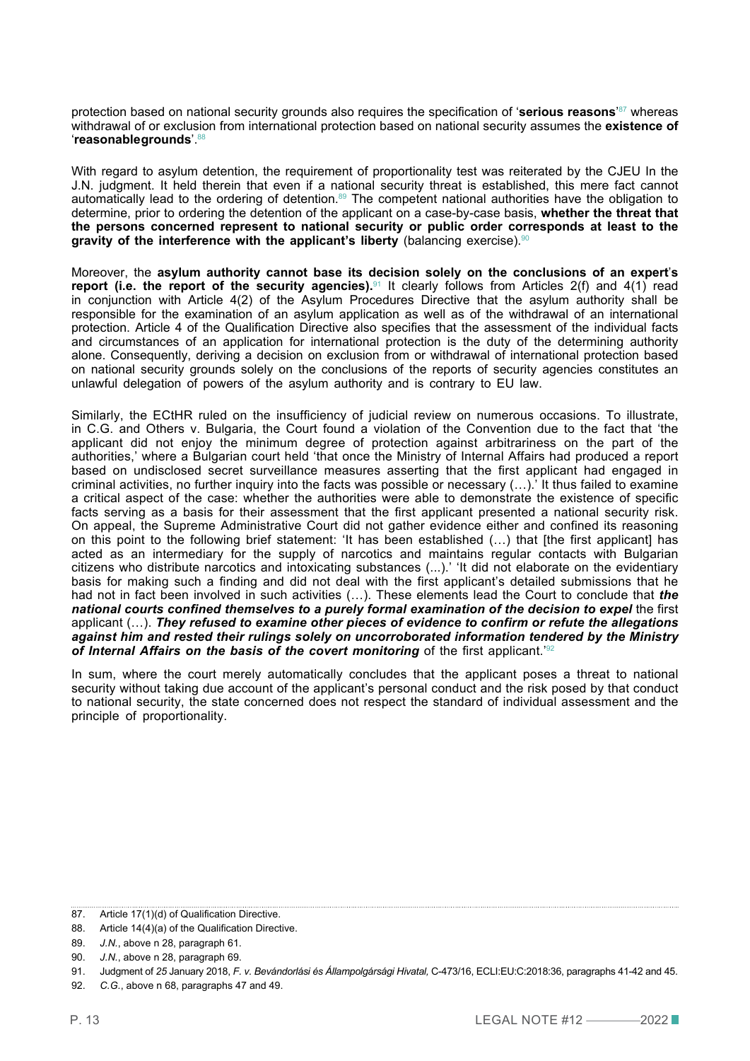protection based on national security grounds also requires the specification of '**serious reasons**'[87] whereas withdrawal of or exclusion from international protection based on national security assumes the **existence of** '**reasonablegrounds**'.[88]

With regard to asylum detention, the requirement of proportionality test was reiterated by the CJEU In the J.N. judgment. It held therein that even if a national security threat is established, this mere fact cannot automatically lead to the ordering of detention.[89] The competent national authorities have the obligation to determine, prior to ordering the detention of the applicant on a case-by-case basis, **whether the threat that the persons concerned represent to national security or public order corresponds at least to the gravity of the interference with the applicant's liberty** (balancing exercise).[90]

Moreover, the **asylum authority cannot base its decision solely on the conclusions of an expert's report (i.e. the report of the security agencies).**[91] It clearly follows from Articles 2(f) and 4(1) read in conjunction with Article 4(2) of the Asylum Procedures Directive that the asylum authority shall be responsible for the examination of an asylum application as well as of the withdrawal of an international protection. Article 4 of the Qualification Directive also specifies that the assessment of the individual facts and circumstances of an application for international protection is the duty of the determining authority alone. Consequently, deriving a decision on exclusion from or withdrawal of international protection based on national security grounds solely on the conclusions of the reports of security agencies constitutes an unlawful delegation of powers of the asylum authority and is contrary to EU law.

Similarly, the ECtHR ruled on the insufficiency of judicial review on numerous occasions. To illustrate, in C.G. and Others v. Bulgaria, the Court found a violation of the Convention due to the fact that 'the applicant did not enjoy the minimum degree of protection against arbitrariness on the part of the authorities,' where a Bulgarian court held 'that once the Ministry of Internal Affairs had produced a report based on undisclosed secret surveillance measures asserting that the first applicant had engaged in criminal activities, no further inquiry into the facts was possible or necessary (…).' It thus failed to examine a critical aspect of the case: whether the authorities were able to demonstrate the existence of specific facts serving as a basis for their assessment that the first applicant presented a national security risk. On appeal, the Supreme Administrative Court did not gather evidence either and confined its reasoning on this point to the following brief statement: 'It has been established (…) that [the first applicant] has acted as an intermediary for the supply of narcotics and maintains regular contacts with Bulgarian citizens who distribute narcotics and intoxicating substances (...).' 'It did not elaborate on the evidentiary basis for making such a finding and did not deal with the first applicant's detailed submissions that he had not in fact been involved in such activities (…). These elements lead the Court to conclude that ***the national courts confined themselves to a purely formal examination of the decision to expel*** the first applicant (…). ***They refused to examine other pieces of evidence to confirm or refute the allegations against him and rested their rulings solely on uncorroborated information tendered by the Ministry of Internal Affairs on the basis of the covert monitoring*** of the first applicant.'[92]

In sum, where the court merely automatically concludes that the applicant poses a threat to national security without taking due account of the applicant's personal conduct and the risk posed by that conduct to national security, the state concerned does not respect the standard of individual assessment and the principle of proportionality.

---

87. Article 17(1)(d) of Qualification Directive.
88. Article 14(4)(a) of the Qualification Directive.
89. *J.N.*, above n 28, paragraph 61.
90. *J.N.*, above n 28, paragraph 69.
91. Judgment of *25* January 2018, *F. v. Bevándorlási és Állampolgársági Hivatal,* C-473/16, ECLI:EU:C:2018:36, paragraphs 41-42 and 45.
92. *C.G.*, above n 68, paragraphs 47 and 49.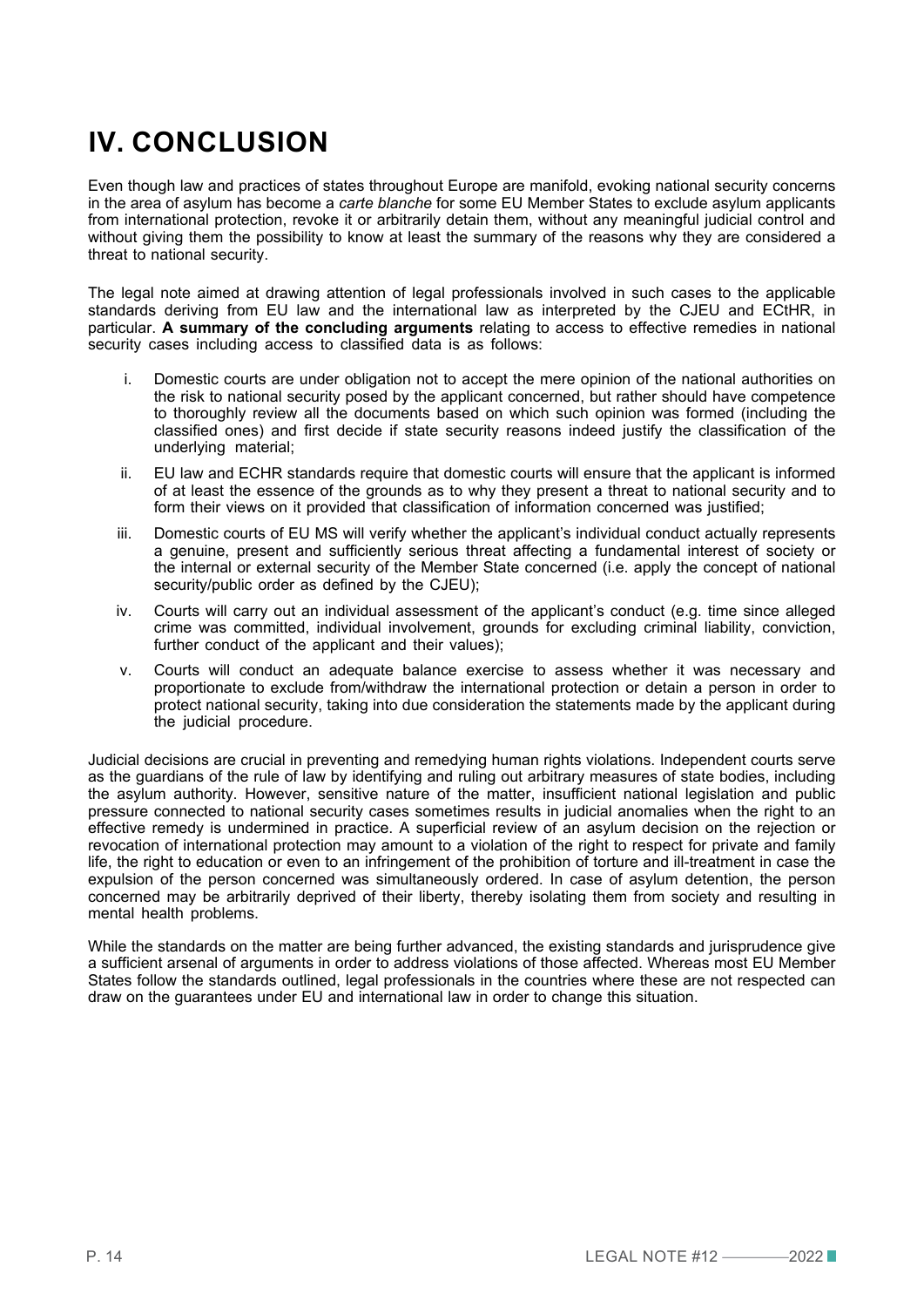# IV. CONCLUSION

Even though law and practices of states throughout Europe are manifold, evoking national security concerns in the area of asylum has become a *carte blanche* for some EU Member States to exclude asylum applicants from international protection, revoke it or arbitrarily detain them, without any meaningful judicial control and without giving them the possibility to know at least the summary of the reasons why they are considered a threat to national security.

The legal note aimed at drawing attention of legal professionals involved in such cases to the applicable standards deriving from EU law and the international law as interpreted by the CJEU and ECtHR, in particular. **A summary of the concluding arguments** relating to access to effective remedies in national security cases including access to classified data is as follows:

i. Domestic courts are under obligation not to accept the mere opinion of the national authorities on the risk to national security posed by the applicant concerned, but rather should have competence to thoroughly review all the documents based on which such opinion was formed (including the classified ones) and first decide if state security reasons indeed justify the classification of the underlying material;

ii. EU law and ECHR standards require that domestic courts will ensure that the applicant is informed of at least the essence of the grounds as to why they present a threat to national security and to form their views on it provided that classification of information concerned was justified;

iii. Domestic courts of EU MS will verify whether the applicant's individual conduct actually represents a genuine, present and sufficiently serious threat affecting a fundamental interest of society or the internal or external security of the Member State concerned (i.e. apply the concept of national security/public order as defined by the CJEU);

iv. Courts will carry out an individual assessment of the applicant's conduct (e.g. time since alleged crime was committed, individual involvement, grounds for excluding criminal liability, conviction, further conduct of the applicant and their values);

v. Courts will conduct an adequate balance exercise to assess whether it was necessary and proportionate to exclude from/withdraw the international protection or detain a person in order to protect national security, taking into due consideration the statements made by the applicant during the judicial procedure.

Judicial decisions are crucial in preventing and remedying human rights violations. Independent courts serve as the guardians of the rule of law by identifying and ruling out arbitrary measures of state bodies, including the asylum authority. However, sensitive nature of the matter, insufficient national legislation and public pressure connected to national security cases sometimes results in judicial anomalies when the right to an effective remedy is undermined in practice. A superficial review of an asylum decision on the rejection or revocation of international protection may amount to a violation of the right to respect for private and family life, the right to education or even to an infringement of the prohibition of torture and ill-treatment in case the expulsion of the person concerned was simultaneously ordered. In case of asylum detention, the person concerned may be arbitrarily deprived of their liberty, thereby isolating them from society and resulting in mental health problems.

While the standards on the matter are being further advanced, the existing standards and jurisprudence give a sufficient arsenal of arguments in order to address violations of those affected. Whereas most EU Member States follow the standards outlined, legal professionals in the countries where these are not respected can draw on the guarantees under EU and international law in order to change this situation.